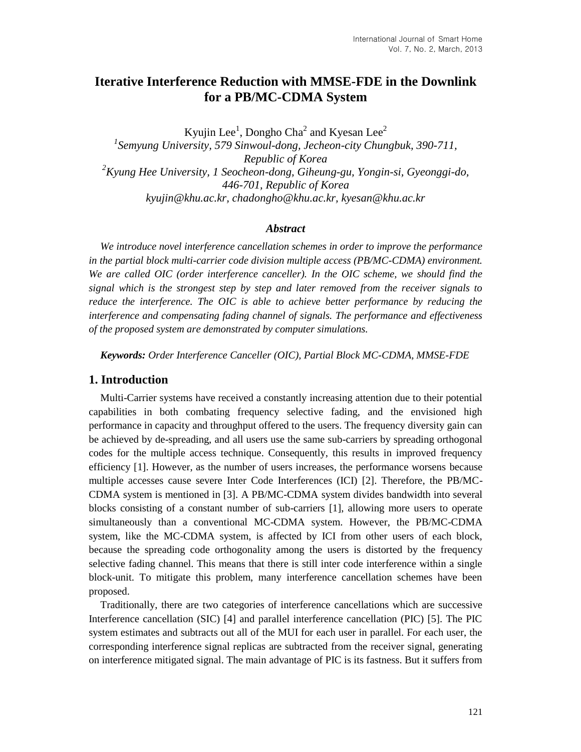# Iterative Interference Reduction with MMSE-FDE in the Downlink for a PB/MC-CDMA System

Kyujin Lee[1], Dongho Cha[2] and Kyesan Lee[2]

[1]*Semyung University, 579 Sinwoul-dong, Jecheon-city Chungbuk, 390-711, Republic of Korea*

[2]*Kyung Hee University, 1 Seocheon-dong, Giheung-gu, Yongin-si, Gyeonggi-do, 446-701, Republic of Korea*

*kyujin@khu.ac.kr, chadongho@khu.ac.kr, kyesan@khu.ac.kr*

### *Abstract*

*We introduce novel interference cancellation schemes in order to improve the performance in the partial block multi-carrier code division multiple access (PB/MC-CDMA) environment. We are called OIC (order interference canceller). In the OIC scheme, we should find the signal which is the strongest step by step and later removed from the receiver signals to reduce the interference. The OIC is able to achieve better performance by reducing the interference and compensating fading channel of signals. The performance and effectiveness of the proposed system are demonstrated by computer simulations.*

***Keywords:*** *Order Interference Canceller (OIC), Partial Block MC-CDMA, MMSE-FDE*

## 1. Introduction

Multi-Carrier systems have received a constantly increasing attention due to their potential capabilities in both combating frequency selective fading, and the envisioned high performance in capacity and throughput offered to the users. The frequency diversity gain can be achieved by de-spreading, and all users use the same sub-carriers by spreading orthogonal codes for the multiple access technique. Consequently, this results in improved frequency efficiency [1]. However, as the number of users increases, the performance worsens because multiple accesses cause severe Inter Code Interferences (ICI) [2]. Therefore, the PB/MC-CDMA system is mentioned in [3]. A PB/MC-CDMA system divides bandwidth into several blocks consisting of a constant number of sub-carriers [1], allowing more users to operate simultaneously than a conventional MC-CDMA system. However, the PB/MC-CDMA system, like the MC-CDMA system, is affected by ICI from other users of each block, because the spreading code orthogonality among the users is distorted by the frequency selective fading channel. This means that there is still inter code interference within a single block-unit. To mitigate this problem, many interference cancellation schemes have been proposed.

Traditionally, there are two categories of interference cancellations which are successive Interference cancellation (SIC) [4] and parallel interference cancellation (PIC) [5]. The PIC system estimates and subtracts out all of the MUI for each user in parallel. For each user, the corresponding interference signal replicas are subtracted from the receiver signal, generating on interference mitigated signal. The main advantage of PIC is its fastness. But it suffers from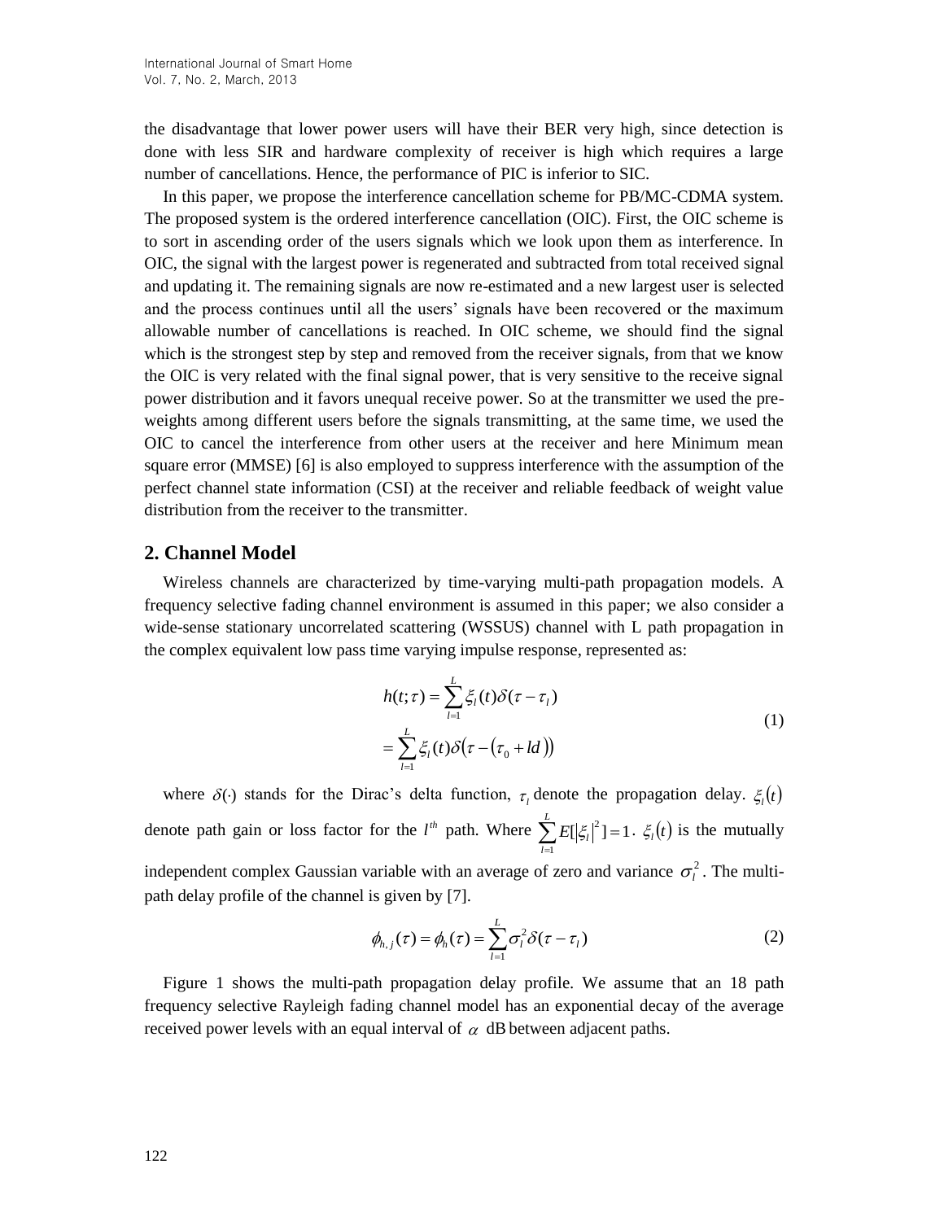the disadvantage that lower power users will have their BER very high, since detection is done with less SIR and hardware complexity of receiver is high which requires a large number of cancellations. Hence, the performance of PIC is inferior to SIC.

In this paper, we propose the interference cancellation scheme for PB/MC-CDMA system. The proposed system is the ordered interference cancellation (OIC). First, the OIC scheme is to sort in ascending order of the users signals which we look upon them as interference. In OIC, the signal with the largest power is regenerated and subtracted from total received signal and updating it. The remaining signals are now re-estimated and a new largest user is selected and the process continues until all the users' signals have been recovered or the maximum allowable number of cancellations is reached. In OIC scheme, we should find the signal which is the strongest step by step and removed from the receiver signals, from that we know the OIC is very related with the final signal power, that is very sensitive to the receive signal power distribution and it favors unequal receive power. So at the transmitter we used the pre-weights among different users before the signals transmitting, at the same time, we used the OIC to cancel the interference from other users at the receiver and here Minimum mean square error (MMSE) [6] is also employed to suppress interference with the assumption of the perfect channel state information (CSI) at the receiver and reliable feedback of weight value distribution from the receiver to the transmitter.

## 2. Channel Model

Wireless channels are characterized by time-varying multi-path propagation models. A frequency selective fading channel environment is assumed in this paper; we also consider a wide-sense stationary uncorrelated scattering (WSSUS) channel with L path propagation in the complex equivalent low pass time varying impulse response, represented as:

$$\begin{aligned} h(t;\tau) &= \sum_{l=1}^{L} \xi_l(t)\delta(\tau - \tau_l) \\ &= \sum_{l=1}^{L} \xi_l(t)\delta\big(\tau - (\tau_0 + ld)\big) \end{aligned} \tag{1}$$

where $\delta(\cdot)$ stands for the Dirac's delta function, $\tau_l$ denote the propagation delay. $\xi_l(t)$ denote path gain or loss factor for the $l^{th}$ path. Where $\sum_{l=1}^{L} E[|\xi_l|^2] = 1$. $\xi_l(t)$ is the mutually independent complex Gaussian variable with an average of zero and variance $\sigma_l^2$. The multi-path delay profile of the channel is given by [7].

$$\phi_{h,j}(\tau) = \phi_h(\tau) = \sum_{l=1}^{L} \sigma_l^2 \delta(\tau - \tau_l) \tag{2}$$

Figure 1 shows the multi-path propagation delay profile. We assume that an 18 path frequency selective Rayleigh fading channel model has an exponential decay of the average received power levels with an equal interval of $\alpha$ dB between adjacent paths.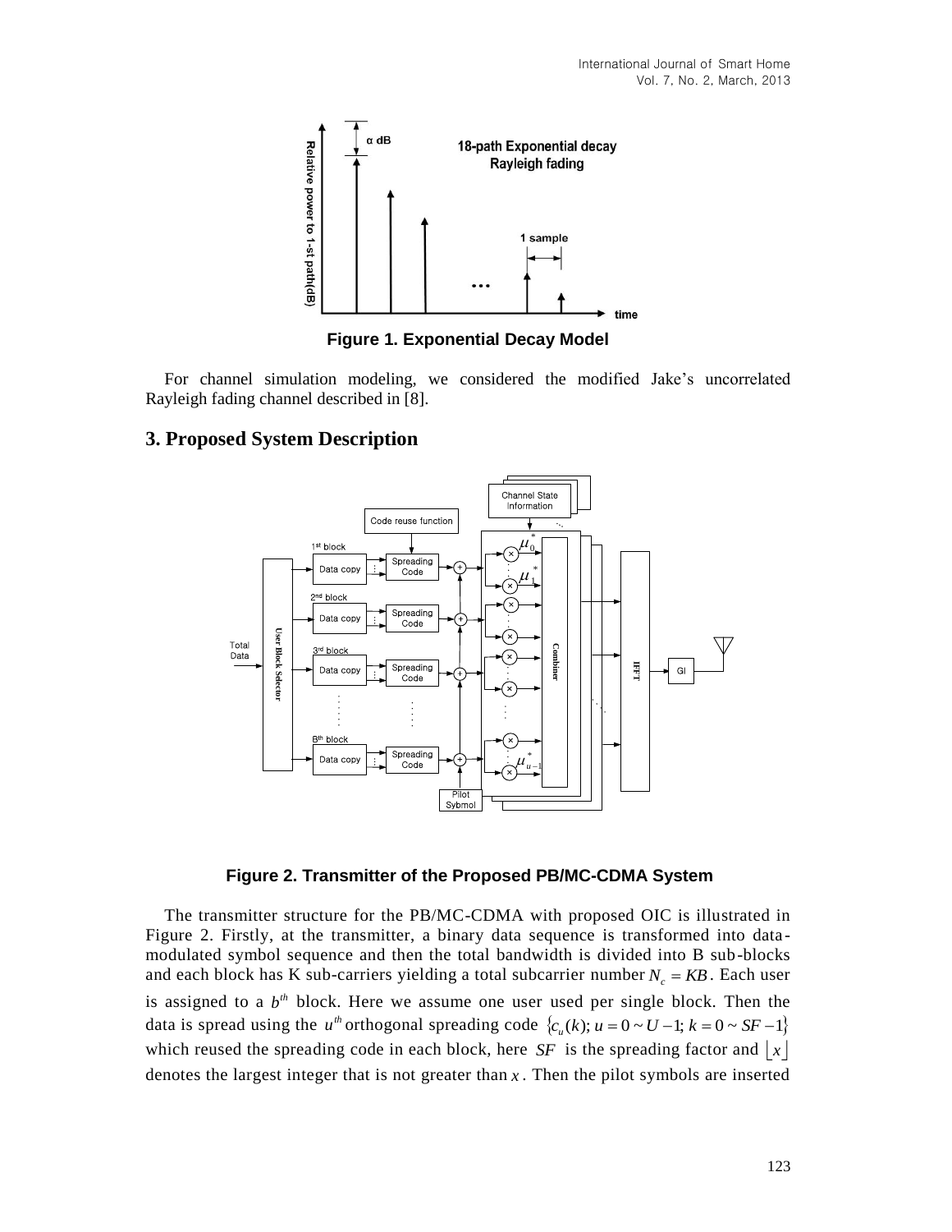Figure 1. Exponential Decay Model

For channel simulation modeling, we considered the modified Jake's uncorrelated Rayleigh fading channel described in [8].

## 3. Proposed System Description

Figure 2. Transmitter of the Proposed PB/MC-CDMA System

The transmitter structure for the PB/MC-CDMA with proposed OIC is illustrated in Figure 2. Firstly, at the transmitter, a binary data sequence is transformed into data-modulated symbol sequence and then the total bandwidth is divided into B sub-blocks and each block has K sub-carriers yielding a total subcarrier number $N_c = KB$. Each user is assigned to a $b^{th}$ block. Here we assume one user used per single block. Then the data is spread using the $u^{th}$ orthogonal spreading code $\{c_u(k); u = 0 \sim U-1; k = 0 \sim SF-1\}$ which reused the spreading code in each block, here $SF$ is the spreading factor and $\lfloor x \rfloor$ denotes the largest integer that is not greater than $x$. Then the pilot symbols are inserted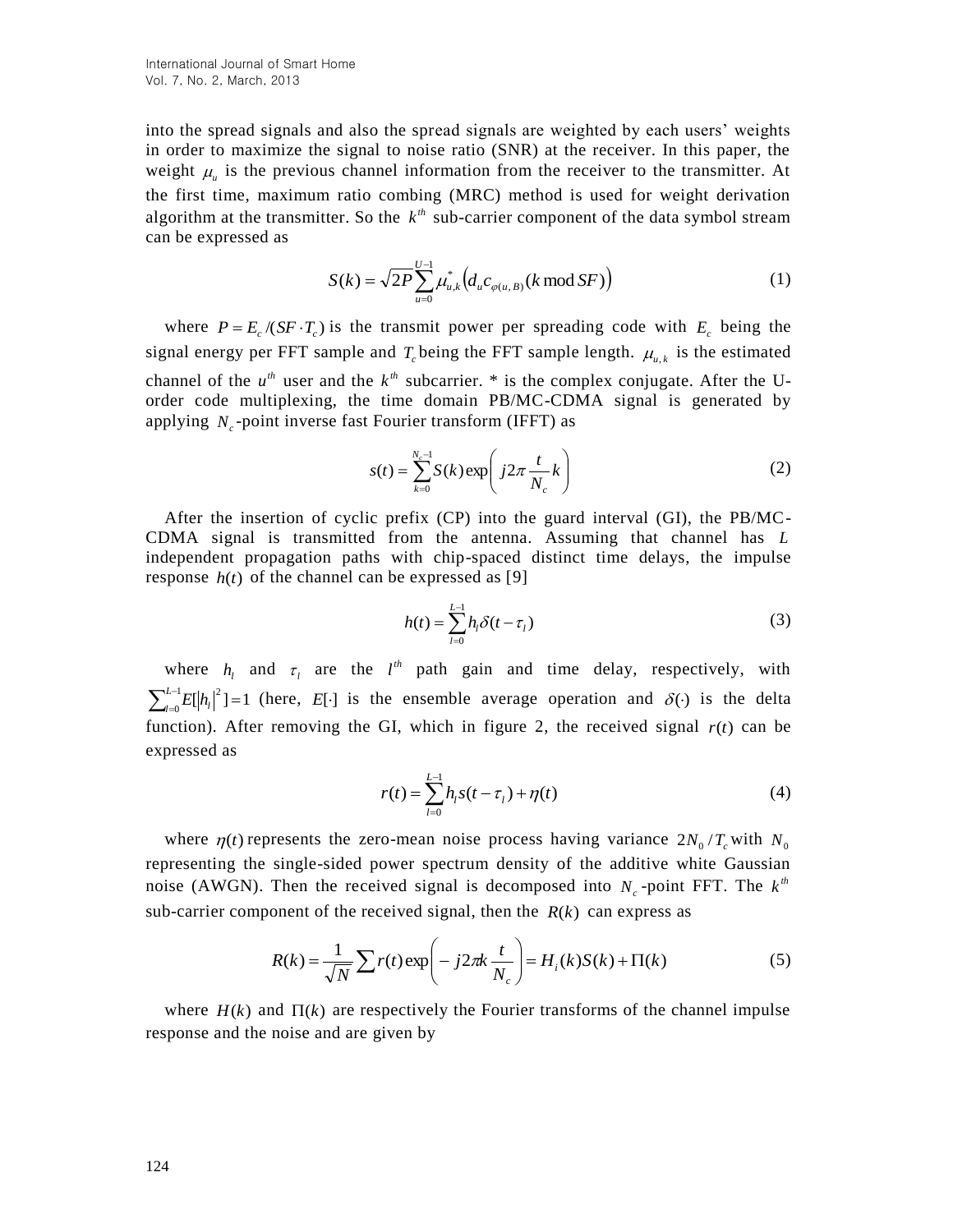into the spread signals and also the spread signals are weighted by each users' weights in order to maximize the signal to noise ratio (SNR) at the receiver. In this paper, the weight $\mu_u$ is the previous channel information from the receiver to the transmitter. At the first time, maximum ratio combing (MRC) method is used for weight derivation algorithm at the transmitter. So the $k^{th}$ sub-carrier component of the data symbol stream can be expressed as

$$S(k) = \sqrt{2P} \sum_{u=0}^{U-1} \mu_{u,k}^{*} \left( d_u c_{\varphi(u,B)}(k \bmod SF) \right) \tag{1}$$

where $P = E_c / (SF \cdot T_c)$ is the transmit power per spreading code with $E_c$ being the signal energy per FFT sample and $T_c$ being the FFT sample length. $\mu_{u,k}$ is the estimated channel of the $u^{th}$ user and the $k^{th}$ subcarrier. * is the complex conjugate. After the U-order code multiplexing, the time domain PB/MC-CDMA signal is generated by applying $N_c$-point inverse fast Fourier transform (IFFT) as

$$s(t) = \sum_{k=0}^{N_c - 1} S(k) \exp\left( j2\pi \frac{t}{N_c} k \right) \tag{2}$$

After the insertion of cyclic prefix (CP) into the guard interval (GI), the PB/MC-CDMA signal is transmitted from the antenna. Assuming that channel has $L$ independent propagation paths with chip-spaced distinct time delays, the impulse response $h(t)$ of the channel can be expressed as [9]

$$h(t) = \sum_{l=0}^{L-1} h_l \delta(t - \tau_l) \tag{3}$$

where $h_l$ and $\tau_l$ are the $l^{th}$ path gain and time delay, respectively, with $\sum_{l=0}^{L-1} E[|h_l|^2] = 1$ (here, $E[\cdot]$ is the ensemble average operation and $\delta(\cdot)$ is the delta function). After removing the GI, which in figure 2, the received signal $r(t)$ can be expressed as

$$r(t) = \sum_{l=0}^{L-1} h_l s(t - \tau_l) + \eta(t) \tag{4}$$

where $\eta(t)$ represents the zero-mean noise process having variance $2N_0 / T_c$ with $N_0$ representing the single-sided power spectrum density of the additive white Gaussian noise (AWGN). Then the received signal is decomposed into $N_c$-point FFT. The $k^{th}$ sub-carrier component of the received signal, then the $R(k)$ can express as

$$R(k) = \frac{1}{\sqrt{N}} \sum r(t) \exp\left( -j2\pi k \frac{t}{N_c} \right) = H_i(k) S(k) + \Pi(k) \tag{5}$$

where $H(k)$ and $\Pi(k)$ are respectively the Fourier transforms of the channel impulse response and the noise and are given by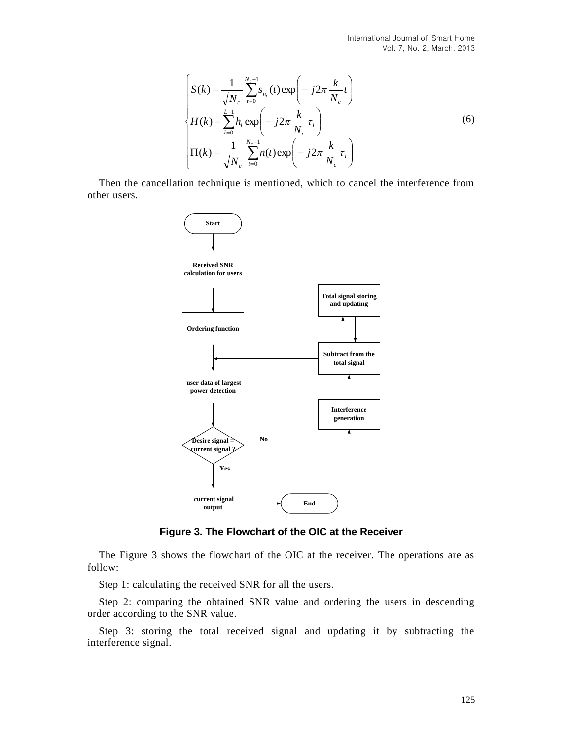$$\begin{cases} S(k) = \dfrac{1}{\sqrt{N_c}} \sum_{t=0}^{N_c-1} s_{n_t}(t) \exp\left( -j2\pi \dfrac{k}{N_c} t \right) \\ H(k) = \sum_{l=0}^{L-1} h_l \exp\left( -j2\pi \dfrac{k}{N_c} \tau_l \right) \\ \Pi(k) = \dfrac{1}{\sqrt{N_c}} \sum_{t=0}^{N_c-1} n(t) \exp\left( -j2\pi \dfrac{k}{N_c} \tau_l \right) \end{cases} \tag{6}$$

Then the cancellation technique is mentioned, which to cancel the interference from other users.

Figure 3. The Flowchart of the OIC at the Receiver

The Figure 3 shows the flowchart of the OIC at the receiver. The operations are as follow:

Step 1: calculating the received SNR for all the users.

Step 2: comparing the obtained SNR value and ordering the users in descending order according to the SNR value.

Step 3: storing the total received signal and updating it by subtracting the interference signal.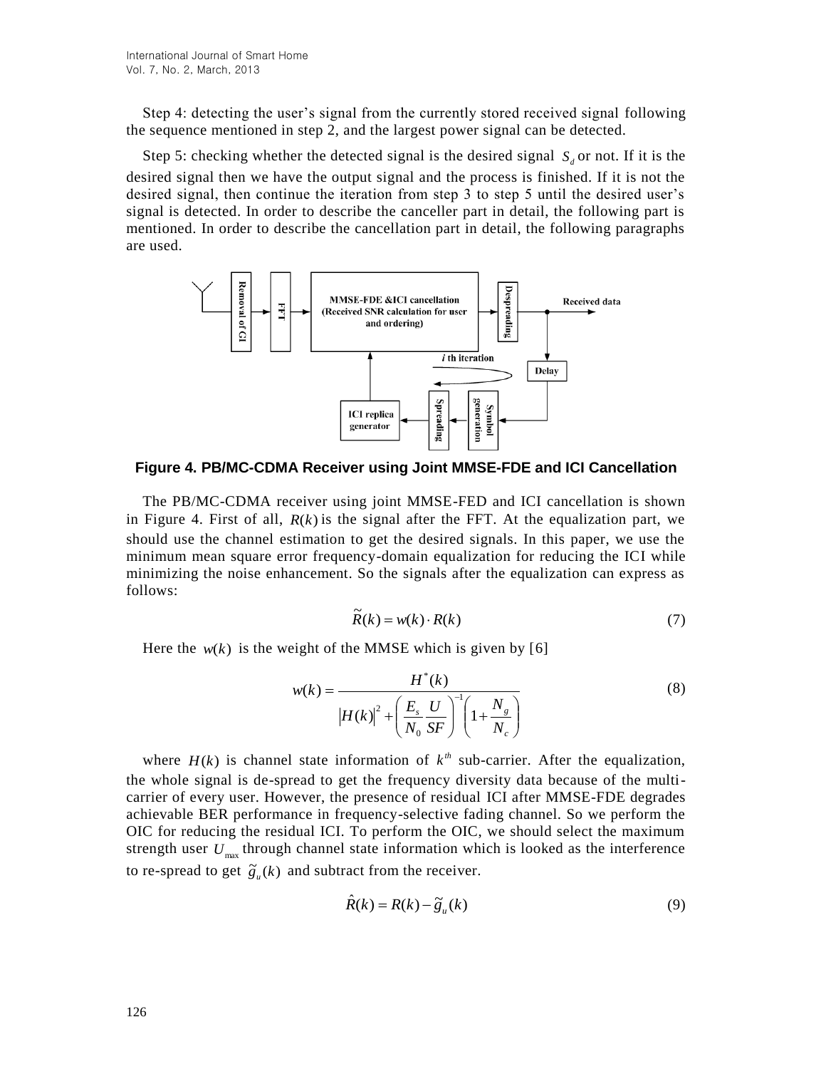Step 4: detecting the user's signal from the currently stored received signal following the sequence mentioned in step 2, and the largest power signal can be detected.

Step 5: checking whether the detected signal is the desired signal $S_d$ or not. If it is the desired signal then we have the output signal and the process is finished. If it is not the desired signal, then continue the iteration from step 3 to step 5 until the desired user's signal is detected. In order to describe the canceller part in detail, the following part is mentioned. In order to describe the cancellation part in detail, the following paragraphs are used.

**Figure 4. PB/MC-CDMA Receiver using Joint MMSE-FDE and ICI Cancellation**

The PB/MC-CDMA receiver using joint MMSE-FED and ICI cancellation is shown in Figure 4. First of all, $R(k)$ is the signal after the FFT. At the equalization part, we should use the channel estimation to get the desired signals. In this paper, we use the minimum mean square error frequency-domain equalization for reducing the ICI while minimizing the noise enhancement. So the signals after the equalization can express as follows:

$$\widetilde{R}(k) = w(k) \cdot R(k) \tag{7}$$

Here the $w(k)$ is the weight of the MMSE which is given by [6]

$$w(k) = \frac{H^*(k)}{|H(k)|^2 + \left(\frac{E_s}{N_0}\frac{U}{SF}\right)^{-1}\left(1 + \frac{N_g}{N_c}\right)} \tag{8}$$

where $H(k)$ is channel state information of $k^{th}$ sub-carrier. After the equalization, the whole signal is de-spread to get the frequency diversity data because of the multi-carrier of every user. However, the presence of residual ICI after MMSE-FDE degrades achievable BER performance in frequency-selective fading channel. So we perform the OIC for reducing the residual ICI. To perform the OIC, we should select the maximum strength user $U_{\max}$ through channel state information which is looked as the interference to re-spread to get $\widetilde{g}_u(k)$ and subtract from the receiver.

$$\hat{R}(k) = R(k) - \widetilde{g}_u(k) \tag{9}$$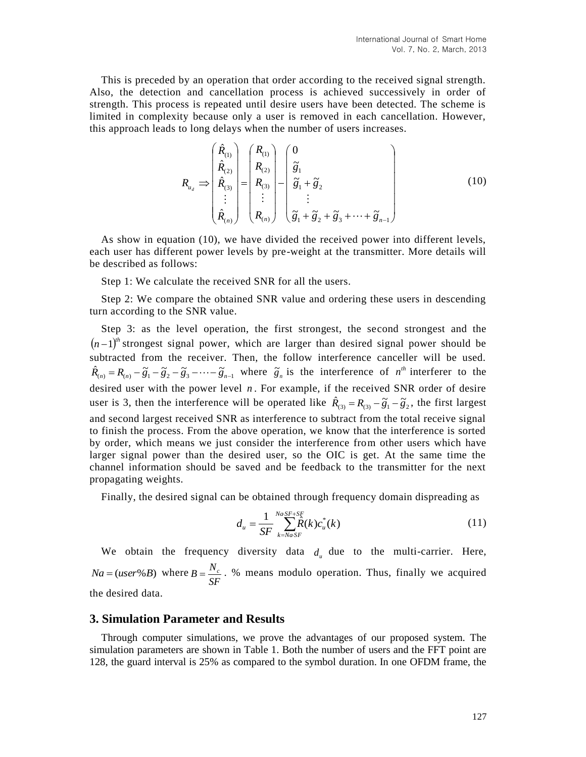This is preceded by an operation that order according to the received signal strength. Also, the detection and cancellation process is achieved successively in order of strength. This process is repeated until desire users have been detected. The scheme is limited in complexity because only a user is removed in each cancellation. However, this approach leads to long delays when the number of users increases.

$$R_{u_d} \Rightarrow \begin{pmatrix} \hat{R}_{(1)} \\ \hat{R}_{(2)} \\ \hat{R}_{(3)} \\ \vdots \\ \hat{R}_{(n)} \end{pmatrix} = \begin{pmatrix} R_{(1)} \\ R_{(2)} \\ R_{(3)} \\ \vdots \\ R_{(n)} \end{pmatrix} - \begin{pmatrix} 0 \\ \tilde{g}_1 \\ \tilde{g}_1 + \tilde{g}_2 \\ \vdots \\ \tilde{g}_1 + \tilde{g}_2 + \tilde{g}_3 + \cdots + \tilde{g}_{n-1} \end{pmatrix} \tag{10}$$

As show in equation (10), we have divided the received power into different levels, each user has different power levels by pre-weight at the transmitter. More details will be described as follows:

Step 1: We calculate the received SNR for all the users.

Step 2: We compare the obtained SNR value and ordering these users in descending turn according to the SNR value.

Step 3: as the level operation, the first strongest, the second strongest and the $(n-1)^{th}$ strongest signal power, which are larger than desired signal power should be subtracted from the receiver. Then, the follow interference canceller will be used. $\hat{R}_{(n)} = R_{(n)} - \tilde{g}_1 - \tilde{g}_2 - \tilde{g}_3 - \cdots - \tilde{g}_{n-1}$ where $\tilde{g}_n$ is the interference of $n^{th}$ interferer to the desired user with the power level $n$. For example, if the received SNR order of desire user is 3, then the interference will be operated like $\hat{R}_{(3)} = R_{(3)} - \tilde{g}_1 - \tilde{g}_2$, the first largest and second largest received SNR as interference to subtract from the total receive signal to finish the process. From the above operation, we know that the interference is sorted by order, which means we just consider the interference from other users which have larger signal power than the desired user, so the OIC is get. At the same time the channel information should be saved and be feedback to the transmitter for the next propagating weights.

Finally, the desired signal can be obtained through frequency domain dispreading as

$$d_u = \frac{1}{SF} \sum_{k=Na \cdot SF}^{Na \cdot SF+SF} \hat{R}(k) c_u^*(k) \tag{11}$$

We obtain the frequency diversity data $d_u$ due to the multi-carrier. Here, $Na = (user\%B)$ where $B = \frac{N_c}{SF}$. % means modulo operation. Thus, finally we acquired the desired data.

## 3. Simulation Parameter and Results

Through computer simulations, we prove the advantages of our proposed system. The simulation parameters are shown in Table 1. Both the number of users and the FFT point are 128, the guard interval is 25% as compared to the symbol duration. In one OFDM frame, the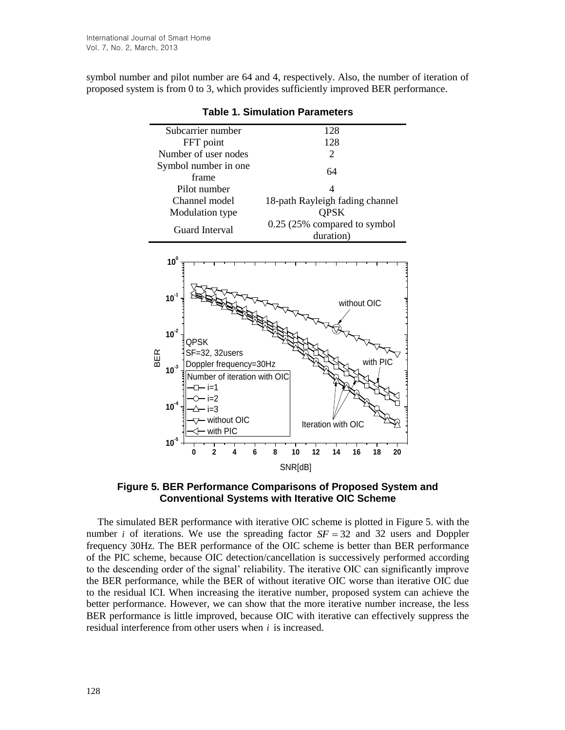symbol number and pilot number are 64 and 4, respectively. Also, the number of iteration of proposed system is from 0 to 3, which provides sufficiently improved BER performance.

**Table 1. Simulation Parameters**

| | |
|---|---|
| Subcarrier number | 128 |
| FFT point | 128 |
| Number of user nodes | 2 |
| Symbol number in one frame | 64 |
| Pilot number | 4 |
| Channel model | 18-path Rayleigh fading channel |
| Modulation type | QPSK |
| Guard Interval | 0.25 (25% compared to symbol duration) |

**Figure 5. BER Performance Comparisons of Proposed System and Conventional Systems with Iterative OIC Scheme**

The simulated BER performance with iterative OIC scheme is plotted in Figure 5. with the number $i$ of iterations. We use the spreading factor $SF = 32$ and 32 users and Doppler frequency 30Hz. The BER performance of the OIC scheme is better than BER performance of the PIC scheme, because OIC detection/cancellation is successively performed according to the descending order of the signal' reliability. The iterative OIC can significantly improve the BER performance, while the BER of without iterative OIC worse than iterative OIC due to the residual ICI. When increasing the iterative number, proposed system can achieve the better performance. However, we can show that the more iterative number increase, the less BER performance is little improved, because OIC with iterative can effectively suppress the residual interference from other users when $i$ is increased.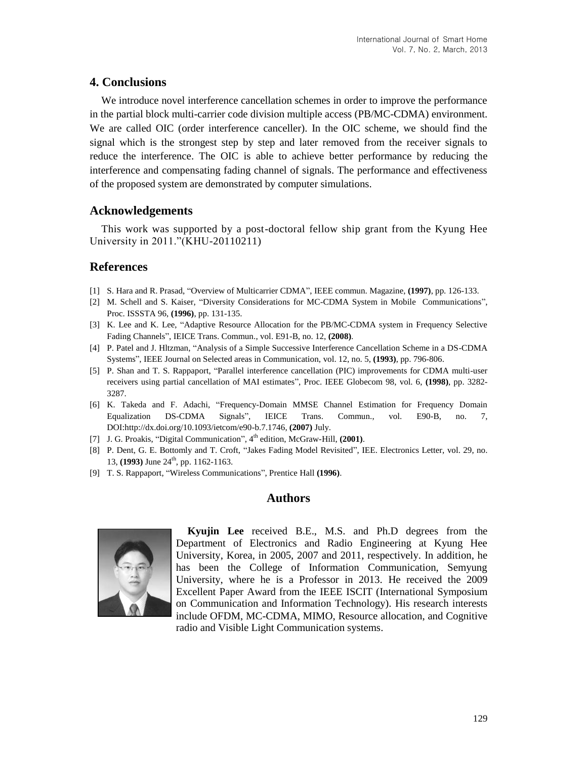## 4. Conclusions

We introduce novel interference cancellation schemes in order to improve the performance in the partial block multi-carrier code division multiple access (PB/MC-CDMA) environment. We are called OIC (order interference canceller). In the OIC scheme, we should find the signal which is the strongest step by step and later removed from the receiver signals to reduce the interference. The OIC is able to achieve better performance by reducing the interference and compensating fading channel of signals. The performance and effectiveness of the proposed system are demonstrated by computer simulations.

## Acknowledgements

This work was supported by a post-doctoral fellow ship grant from the Kyung Hee University in 2011."(KHU-20110211)

## References

[1] S. Hara and R. Prasad, "Overview of Multicarrier CDMA", IEEE commun. Magazine, **(1997)**, pp. 126-133.

[2] M. Schell and S. Kaiser, "Diversity Considerations for MC-CDMA System in Mobile Communications", Proc. ISSSTA 96, **(1996)**, pp. 131-135.

[3] K. Lee and K. Lee, "Adaptive Resource Allocation for the PB/MC-CDMA system in Frequency Selective Fading Channels", IEICE Trans. Commun., vol. E91-B, no. 12, **(2008)**.

[4] P. Patel and J. Hltzman, "Analysis of a Simple Successive Interference Cancellation Scheme in a DS-CDMA Systems", IEEE Journal on Selected areas in Communication, vol. 12, no. 5, **(1993)**, pp. 796-806.

[5] P. Shan and T. S. Rappaport, "Parallel interference cancellation (PIC) improvements for CDMA multi-user receivers using partial cancellation of MAI estimates", Proc. IEEE Globecom 98, vol. 6, **(1998)**, pp. 3282-3287.

[6] K. Takeda and F. Adachi, "Frequency-Domain MMSE Channel Estimation for Frequency Domain Equalization DS-CDMA Signals", IEICE Trans. Commun., vol. E90-B, no. 7, DOI:http://dx.doi.org/10.1093/ietcom/e90-b.7.1746, **(2007)** July.

[7] J. G. Proakis, "Digital Communication", 4th edition, McGraw-Hill, **(2001)**.

[8] P. Dent, G. E. Bottomly and T. Croft, "Jakes Fading Model Revisited", IEE. Electronics Letter, vol. 29, no. 13, **(1993)** June 24th, pp. 1162-1163.

[9] T. S. Rappaport, "Wireless Communications", Prentice Hall **(1996)**.

## Authors

**Kyujin Lee** received B.E., M.S. and Ph.D degrees from the Department of Electronics and Radio Engineering at Kyung Hee University, Korea, in 2005, 2007 and 2011, respectively. In addition, he has been the College of Information Communication, Semyung University, where he is a Professor in 2013. He received the 2009 Excellent Paper Award from the IEEE ISCIT (International Symposium on Communication and Information Technology). His research interests include OFDM, MC-CDMA, MIMO, Resource allocation, and Cognitive radio and Visible Light Communication systems.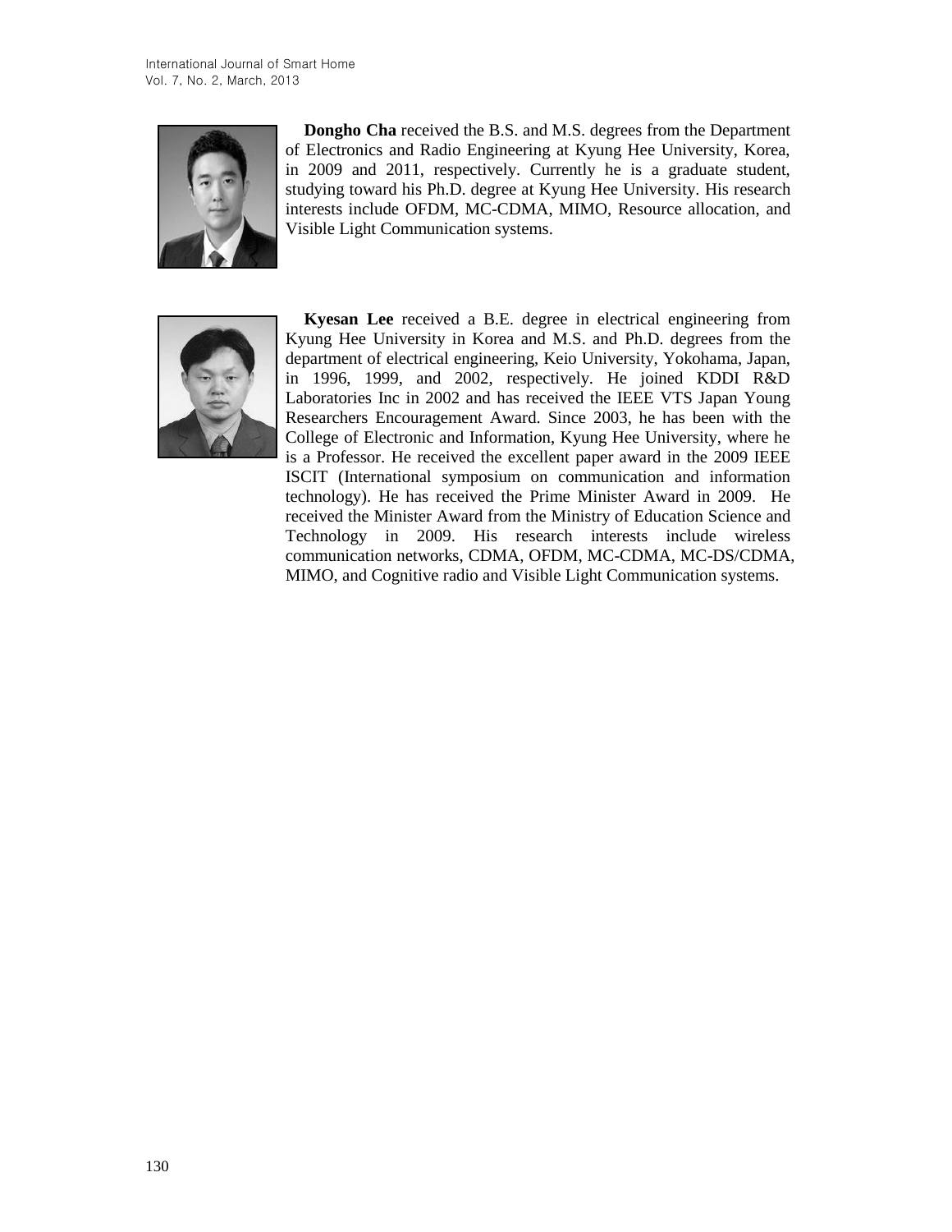**Dongho Cha** received the B.S. and M.S. degrees from the Department of Electronics and Radio Engineering at Kyung Hee University, Korea, in 2009 and 2011, respectively. Currently he is a graduate student, studying toward his Ph.D. degree at Kyung Hee University. His research interests include OFDM, MC-CDMA, MIMO, Resource allocation, and Visible Light Communication systems.

**Kyesan Lee** received a B.E. degree in electrical engineering from Kyung Hee University in Korea and M.S. and Ph.D. degrees from the department of electrical engineering, Keio University, Yokohama, Japan, in 1996, 1999, and 2002, respectively. He joined KDDI R&D Laboratories Inc in 2002 and has received the IEEE VTS Japan Young Researchers Encouragement Award. Since 2003, he has been with the College of Electronic and Information, Kyung Hee University, where he is a Professor. He received the excellent paper award in the 2009 IEEE ISCIT (International symposium on communication and information technology). He has received the Prime Minister Award in 2009. He received the Minister Award from the Ministry of Education Science and Technology in 2009. His research interests include wireless communication networks, CDMA, OFDM, MC-CDMA, MC-DS/CDMA, MIMO, and Cognitive radio and Visible Light Communication systems.